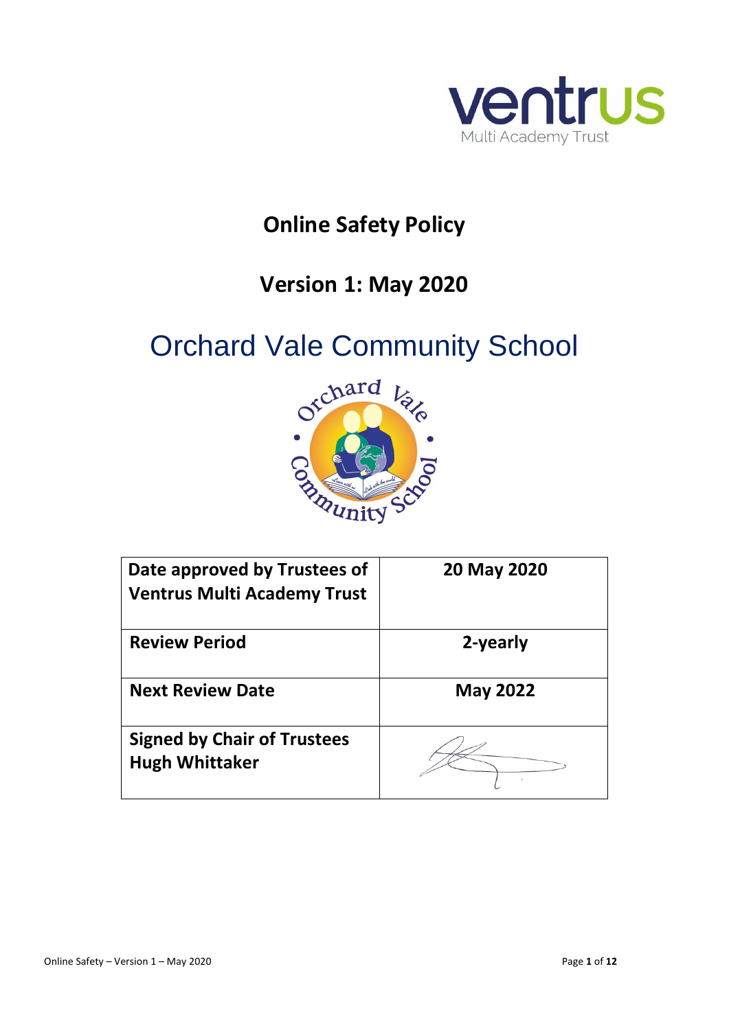# Online Safety Policy

## Version 1: May 2020

## Orchard Vale Community School

| Date approved by Trustees of Ventrus Multi Academy Trust | 20 May 2020 |
|---|---|
| Review Period | 2-yearly |
| Next Review Date | May 2022 |
| Signed by Chair of Trustees Hugh Whittaker | |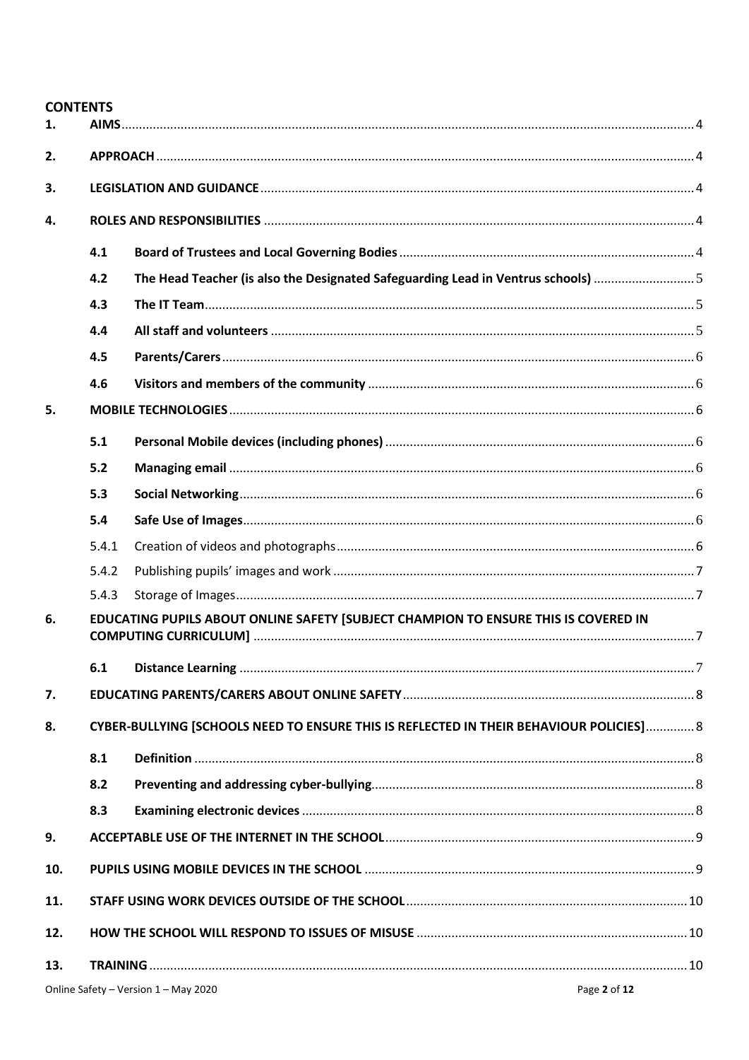**CONTENTS**

| | | | |
|---|---|---|---|
| **1.** | **AIMS** | | 4 |
| **2.** | **APPROACH** | | 4 |
| **3.** | **LEGISLATION AND GUIDANCE** | | 4 |
| **4.** | **ROLES AND RESPONSIBILITIES** | | 4 |
| | **4.1** | **Board of Trustees and Local Governing Bodies** | 4 |
| | **4.2** | **The Head Teacher (is also the Designated Safeguarding Lead in Ventrus schools)** | 5 |
| | **4.3** | **The IT Team** | 5 |
| | **4.4** | **All staff and volunteers** | 5 |
| | **4.5** | **Parents/Carers** | 6 |
| | **4.6** | **Visitors and members of the community** | 6 |
| **5.** | **MOBILE TECHNOLOGIES** | | 6 |
| | **5.1** | **Personal Mobile devices (including phones)** | 6 |
| | **5.2** | **Managing email** | 6 |
| | **5.3** | **Social Networking** | 6 |
| | **5.4** | **Safe Use of Images** | 6 |
| | 5.4.1 | Creation of videos and photographs | 6 |
| | 5.4.2 | Publishing pupils' images and work | 7 |
| | 5.4.3 | Storage of Images | 7 |
| **6.** | **EDUCATING PUPILS ABOUT ONLINE SAFETY [SUBJECT CHAMPION TO ENSURE THIS IS COVERED IN COMPUTING CURRICULUM]** | | 7 |
| | **6.1** | **Distance Learning** | 7 |
| **7.** | **EDUCATING PARENTS/CARERS ABOUT ONLINE SAFETY** | | 8 |
| **8.** | **CYBER-BULLYING [SCHOOLS NEED TO ENSURE THIS IS REFLECTED IN THEIR BEHAVIOUR POLICIES]** | | 8 |
| | **8.1** | **Definition** | 8 |
| | **8.2** | **Preventing and addressing cyber-bullying** | 8 |
| | **8.3** | **Examining electronic devices** | 8 |
| **9.** | **ACCEPTABLE USE OF THE INTERNET IN THE SCHOOL** | | 9 |
| **10.** | **PUPILS USING MOBILE DEVICES IN THE SCHOOL** | | 9 |
| **11.** | **STAFF USING WORK DEVICES OUTSIDE OF THE SCHOOL** | | 10 |
| **12.** | **HOW THE SCHOOL WILL RESPOND TO ISSUES OF MISUSE** | | 10 |
| **13.** | **TRAINING** | | 10 |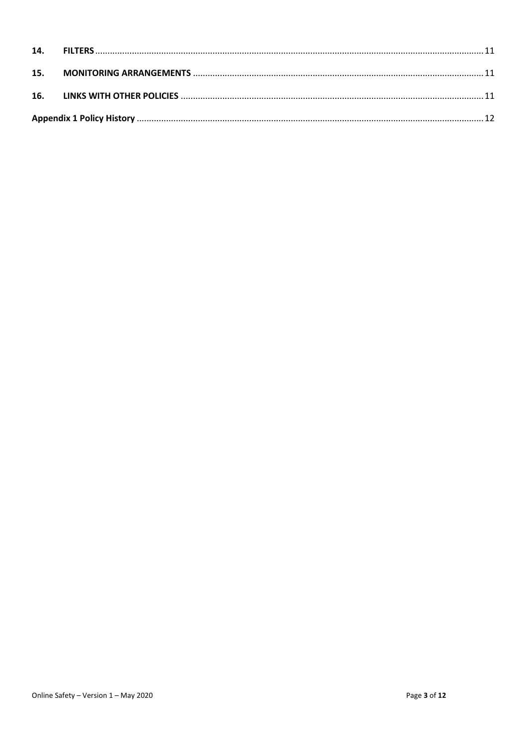| | | |
|---|---|---|
| 14. | FILTERS | 11 |
| 15. | MONITORING ARRANGEMENTS | 11 |
| 16. | LINKS WITH OTHER POLICIES | 11 |
| Appendix 1 Policy History | | 12 |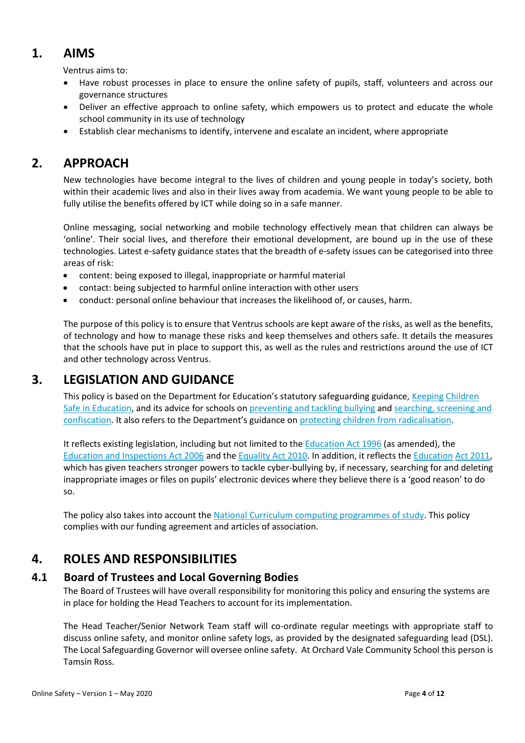## 1. AIMS

Ventrus aims to:

- Have robust processes in place to ensure the online safety of pupils, staff, volunteers and across our governance structures
- Deliver an effective approach to online safety, which empowers us to protect and educate the whole school community in its use of technology
- Establish clear mechanisms to identify, intervene and escalate an incident, where appropriate

## 2. APPROACH

New technologies have become integral to the lives of children and young people in today's society, both within their academic lives and also in their lives away from academia. We want young people to be able to fully utilise the benefits offered by ICT while doing so in a safe manner.

Online messaging, social networking and mobile technology effectively mean that children can always be 'online'. Their social lives, and therefore their emotional development, are bound up in the use of these technologies. Latest e-safety guidance states that the breadth of e-safety issues can be categorised into three areas of risk:

- content: being exposed to illegal, inappropriate or harmful material
- contact: being subjected to harmful online interaction with other users
- conduct: personal online behaviour that increases the likelihood of, or causes, harm.

The purpose of this policy is to ensure that Ventrus schools are kept aware of the risks, as well as the benefits, of technology and how to manage these risks and keep themselves and others safe. It details the measures that the schools have put in place to support this, as well as the rules and restrictions around the use of ICT and other technology across Ventrus.

## 3. LEGISLATION AND GUIDANCE

This policy is based on the Department for Education's statutory safeguarding guidance, Keeping Children Safe in Education, and its advice for schools on preventing and tackling bullying and searching, screening and confiscation. It also refers to the Department's guidance on protecting children from radicalisation.

It reflects existing legislation, including but not limited to the Education Act 1996 (as amended), the Education and Inspections Act 2006 and the Equality Act 2010. In addition, it reflects the Education Act 2011, which has given teachers stronger powers to tackle cyber-bullying by, if necessary, searching for and deleting inappropriate images or files on pupils' electronic devices where they believe there is a 'good reason' to do so.

The policy also takes into account the National Curriculum computing programmes of study. This policy complies with our funding agreement and articles of association.

## 4. ROLES AND RESPONSIBILITIES

### 4.1 Board of Trustees and Local Governing Bodies

The Board of Trustees will have overall responsibility for monitoring this policy and ensuring the systems are in place for holding the Head Teachers to account for its implementation.

The Head Teacher/Senior Network Team staff will co-ordinate regular meetings with appropriate staff to discuss online safety, and monitor online safety logs, as provided by the designated safeguarding lead (DSL). The Local Safeguarding Governor will oversee online safety. At Orchard Vale Community School this person is Tamsin Ross.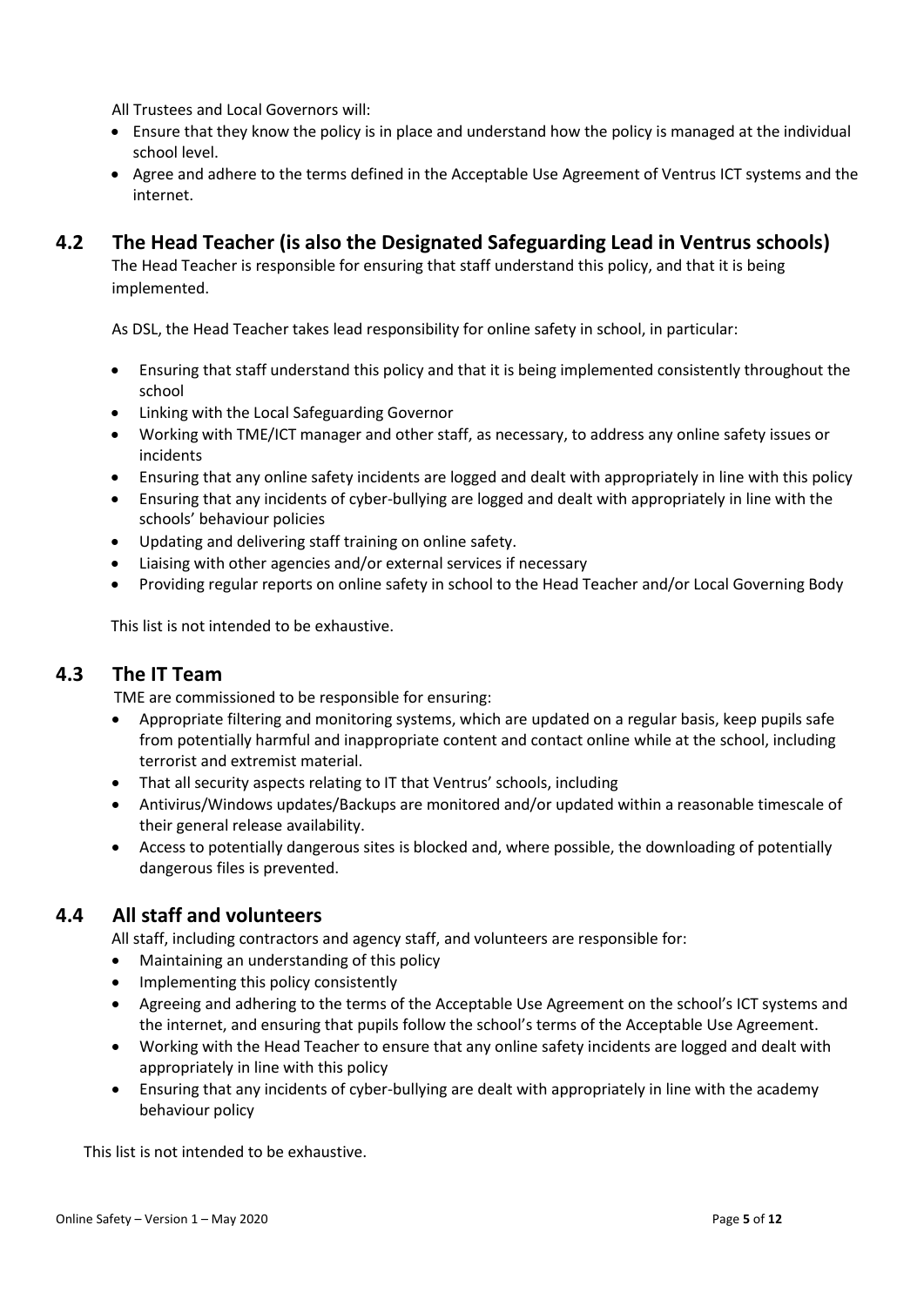All Trustees and Local Governors will:

- Ensure that they know the policy is in place and understand how the policy is managed at the individual school level.
- Agree and adhere to the terms defined in the Acceptable Use Agreement of Ventrus ICT systems and the internet.

## 4.2 The Head Teacher (is also the Designated Safeguarding Lead in Ventrus schools)

The Head Teacher is responsible for ensuring that staff understand this policy, and that it is being implemented.

As DSL, the Head Teacher takes lead responsibility for online safety in school, in particular:

- Ensuring that staff understand this policy and that it is being implemented consistently throughout the school
- Linking with the Local Safeguarding Governor
- Working with TME/ICT manager and other staff, as necessary, to address any online safety issues or incidents
- Ensuring that any online safety incidents are logged and dealt with appropriately in line with this policy
- Ensuring that any incidents of cyber-bullying are logged and dealt with appropriately in line with the schools' behaviour policies
- Updating and delivering staff training on online safety.
- Liaising with other agencies and/or external services if necessary
- Providing regular reports on online safety in school to the Head Teacher and/or Local Governing Body

This list is not intended to be exhaustive.

## 4.3 The IT Team

TME are commissioned to be responsible for ensuring:

- Appropriate filtering and monitoring systems, which are updated on a regular basis, keep pupils safe from potentially harmful and inappropriate content and contact online while at the school, including terrorist and extremist material.
- That all security aspects relating to IT that Ventrus' schools, including
- Antivirus/Windows updates/Backups are monitored and/or updated within a reasonable timescale of their general release availability.
- Access to potentially dangerous sites is blocked and, where possible, the downloading of potentially dangerous files is prevented.

## 4.4 All staff and volunteers

All staff, including contractors and agency staff, and volunteers are responsible for:

- Maintaining an understanding of this policy
- Implementing this policy consistently
- Agreeing and adhering to the terms of the Acceptable Use Agreement on the school's ICT systems and the internet, and ensuring that pupils follow the school's terms of the Acceptable Use Agreement.
- Working with the Head Teacher to ensure that any online safety incidents are logged and dealt with appropriately in line with this policy
- Ensuring that any incidents of cyber-bullying are dealt with appropriately in line with the academy behaviour policy

This list is not intended to be exhaustive.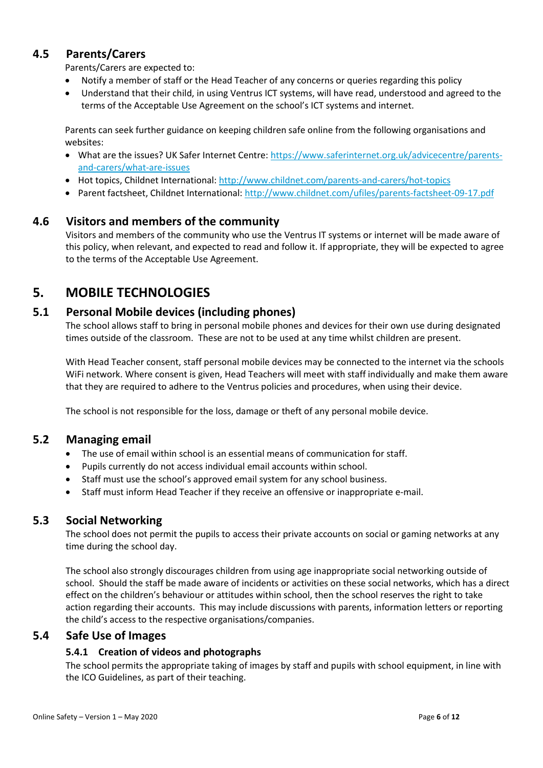### 4.5 Parents/Carers

Parents/Carers are expected to:

- Notify a member of staff or the Head Teacher of any concerns or queries regarding this policy
- Understand that their child, in using Ventrus ICT systems, will have read, understood and agreed to the terms of the Acceptable Use Agreement on the school's ICT systems and internet.

Parents can seek further guidance on keeping children safe online from the following organisations and websites:

- What are the issues? UK Safer Internet Centre: https://www.saferinternet.org.uk/advicecentre/parents-and-carers/what-are-issues
- Hot topics, Childnet International: http://www.childnet.com/parents-and-carers/hot-topics
- Parent factsheet, Childnet International: http://www.childnet.com/ufiles/parents-factsheet-09-17.pdf

### 4.6 Visitors and members of the community

Visitors and members of the community who use the Ventrus IT systems or internet will be made aware of this policy, when relevant, and expected to read and follow it. If appropriate, they will be expected to agree to the terms of the Acceptable Use Agreement.

## 5. MOBILE TECHNOLOGIES

### 5.1 Personal Mobile devices (including phones)

The school allows staff to bring in personal mobile phones and devices for their own use during designated times outside of the classroom. These are not to be used at any time whilst children are present.

With Head Teacher consent, staff personal mobile devices may be connected to the internet via the schools WiFi network. Where consent is given, Head Teachers will meet with staff individually and make them aware that they are required to adhere to the Ventrus policies and procedures, when using their device.

The school is not responsible for the loss, damage or theft of any personal mobile device.

### 5.2 Managing email

- The use of email within school is an essential means of communication for staff.
- Pupils currently do not access individual email accounts within school.
- Staff must use the school's approved email system for any school business.
- Staff must inform Head Teacher if they receive an offensive or inappropriate e-mail.

### 5.3 Social Networking

The school does not permit the pupils to access their private accounts on social or gaming networks at any time during the school day.

The school also strongly discourages children from using age inappropriate social networking outside of school. Should the staff be made aware of incidents or activities on these social networks, which has a direct effect on the children's behaviour or attitudes within school, then the school reserves the right to take action regarding their accounts. This may include discussions with parents, information letters or reporting the child's access to the respective organisations/companies.

### 5.4 Safe Use of Images

#### 5.4.1 Creation of videos and photographs

The school permits the appropriate taking of images by staff and pupils with school equipment, in line with the ICO Guidelines, as part of their teaching.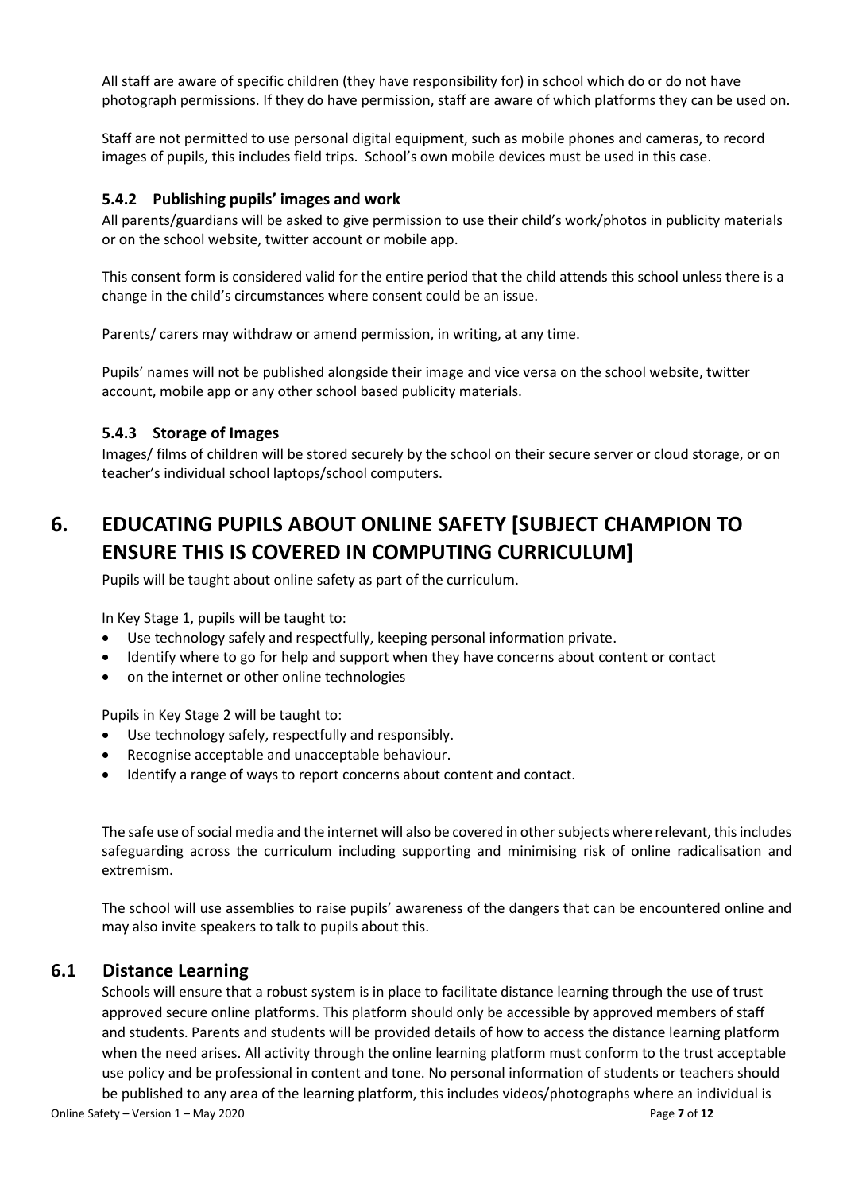All staff are aware of specific children (they have responsibility for) in school which do or do not have photograph permissions. If they do have permission, staff are aware of which platforms they can be used on.

Staff are not permitted to use personal digital equipment, such as mobile phones and cameras, to record images of pupils, this includes field trips. School's own mobile devices must be used in this case.

### 5.4.2 Publishing pupils' images and work

All parents/guardians will be asked to give permission to use their child's work/photos in publicity materials or on the school website, twitter account or mobile app.

This consent form is considered valid for the entire period that the child attends this school unless there is a change in the child's circumstances where consent could be an issue.

Parents/ carers may withdraw or amend permission, in writing, at any time.

Pupils' names will not be published alongside their image and vice versa on the school website, twitter account, mobile app or any other school based publicity materials.

### 5.4.3 Storage of Images

Images/ films of children will be stored securely by the school on their secure server or cloud storage, or on teacher's individual school laptops/school computers.

# 6. EDUCATING PUPILS ABOUT ONLINE SAFETY [SUBJECT CHAMPION TO ENSURE THIS IS COVERED IN COMPUTING CURRICULUM]

Pupils will be taught about online safety as part of the curriculum.

In Key Stage 1, pupils will be taught to:

- Use technology safely and respectfully, keeping personal information private.
- Identify where to go for help and support when they have concerns about content or contact
- on the internet or other online technologies

Pupils in Key Stage 2 will be taught to:

- Use technology safely, respectfully and responsibly.
- Recognise acceptable and unacceptable behaviour.
- Identify a range of ways to report concerns about content and contact.

The safe use of social media and the internet will also be covered in other subjects where relevant, this includes safeguarding across the curriculum including supporting and minimising risk of online radicalisation and extremism.

The school will use assemblies to raise pupils' awareness of the dangers that can be encountered online and may also invite speakers to talk to pupils about this.

## 6.1 Distance Learning

Schools will ensure that a robust system is in place to facilitate distance learning through the use of trust approved secure online platforms. This platform should only be accessible by approved members of staff and students. Parents and students will be provided details of how to access the distance learning platform when the need arises. All activity through the online learning platform must conform to the trust acceptable use policy and be professional in content and tone. No personal information of students or teachers should be published to any area of the learning platform, this includes videos/photographs where an individual is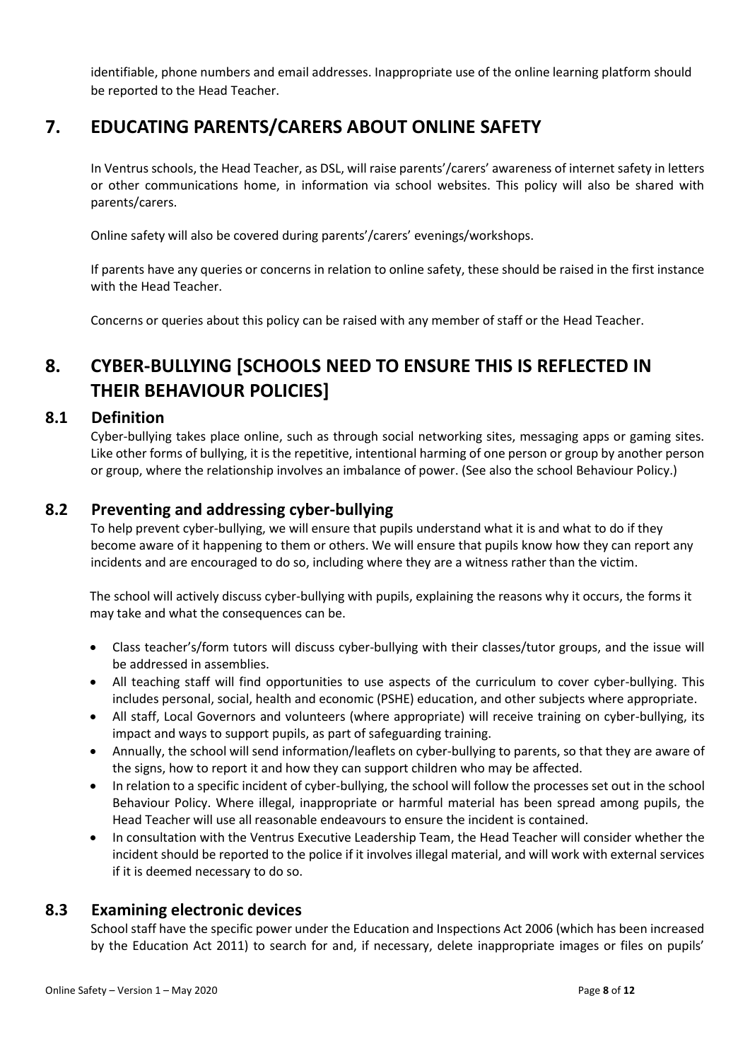identifiable, phone numbers and email addresses. Inappropriate use of the online learning platform should be reported to the Head Teacher.

## 7. EDUCATING PARENTS/CARERS ABOUT ONLINE SAFETY

In Ventrus schools, the Head Teacher, as DSL, will raise parents'/carers' awareness of internet safety in letters or other communications home, in information via school websites. This policy will also be shared with parents/carers.

Online safety will also be covered during parents'/carers' evenings/workshops.

If parents have any queries or concerns in relation to online safety, these should be raised in the first instance with the Head Teacher.

Concerns or queries about this policy can be raised with any member of staff or the Head Teacher.

## 8. CYBER-BULLYING [SCHOOLS NEED TO ENSURE THIS IS REFLECTED IN THEIR BEHAVIOUR POLICIES]

### 8.1 Definition

Cyber-bullying takes place online, such as through social networking sites, messaging apps or gaming sites. Like other forms of bullying, it is the repetitive, intentional harming of one person or group by another person or group, where the relationship involves an imbalance of power. (See also the school Behaviour Policy.)

### 8.2 Preventing and addressing cyber-bullying

To help prevent cyber-bullying, we will ensure that pupils understand what it is and what to do if they become aware of it happening to them or others. We will ensure that pupils know how they can report any incidents and are encouraged to do so, including where they are a witness rather than the victim.

The school will actively discuss cyber-bullying with pupils, explaining the reasons why it occurs, the forms it may take and what the consequences can be.

- Class teacher's/form tutors will discuss cyber-bullying with their classes/tutor groups, and the issue will be addressed in assemblies.
- All teaching staff will find opportunities to use aspects of the curriculum to cover cyber-bullying. This includes personal, social, health and economic (PSHE) education, and other subjects where appropriate.
- All staff, Local Governors and volunteers (where appropriate) will receive training on cyber-bullying, its impact and ways to support pupils, as part of safeguarding training.
- Annually, the school will send information/leaflets on cyber-bullying to parents, so that they are aware of the signs, how to report it and how they can support children who may be affected.
- In relation to a specific incident of cyber-bullying, the school will follow the processes set out in the school Behaviour Policy. Where illegal, inappropriate or harmful material has been spread among pupils, the Head Teacher will use all reasonable endeavours to ensure the incident is contained.
- In consultation with the Ventrus Executive Leadership Team, the Head Teacher will consider whether the incident should be reported to the police if it involves illegal material, and will work with external services if it is deemed necessary to do so.

### 8.3 Examining electronic devices

School staff have the specific power under the Education and Inspections Act 2006 (which has been increased by the Education Act 2011) to search for and, if necessary, delete inappropriate images or files on pupils'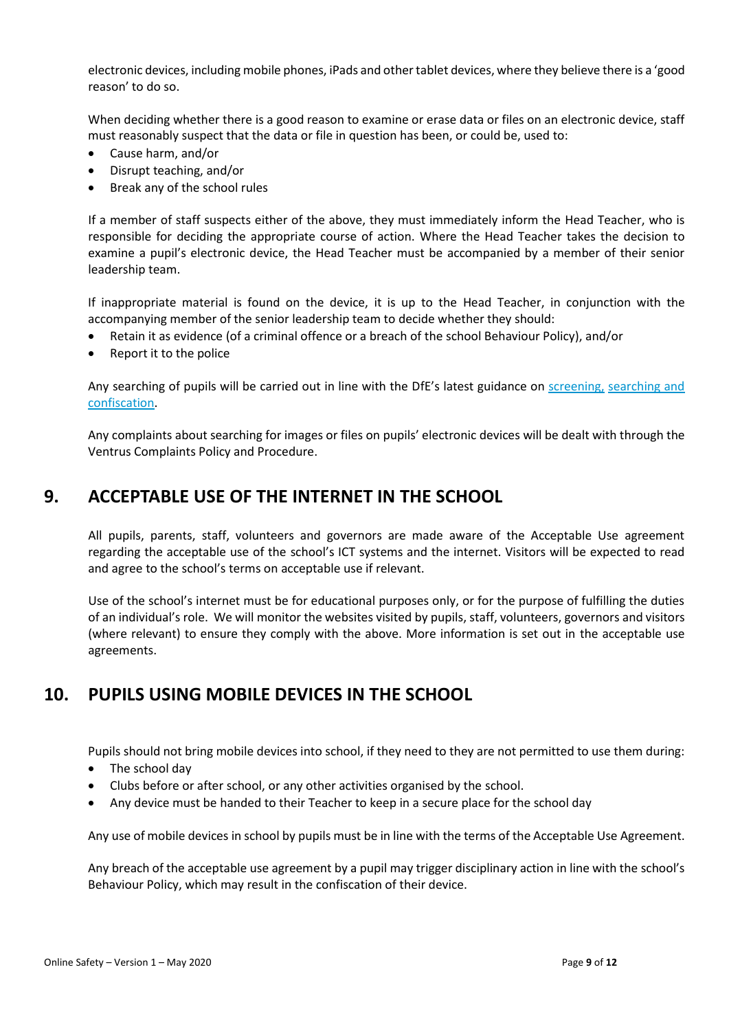electronic devices, including mobile phones, iPads and other tablet devices, where they believe there is a 'good reason' to do so.

When deciding whether there is a good reason to examine or erase data or files on an electronic device, staff must reasonably suspect that the data or file in question has been, or could be, used to:

- Cause harm, and/or
- Disrupt teaching, and/or
- Break any of the school rules

If a member of staff suspects either of the above, they must immediately inform the Head Teacher, who is responsible for deciding the appropriate course of action. Where the Head Teacher takes the decision to examine a pupil's electronic device, the Head Teacher must be accompanied by a member of their senior leadership team.

If inappropriate material is found on the device, it is up to the Head Teacher, in conjunction with the accompanying member of the senior leadership team to decide whether they should:

- Retain it as evidence (of a criminal offence or a breach of the school Behaviour Policy), and/or
- Report it to the police

Any searching of pupils will be carried out in line with the DfE's latest guidance on screening, searching and confiscation.

Any complaints about searching for images or files on pupils' electronic devices will be dealt with through the Ventrus Complaints Policy and Procedure.

## 9. ACCEPTABLE USE OF THE INTERNET IN THE SCHOOL

All pupils, parents, staff, volunteers and governors are made aware of the Acceptable Use agreement regarding the acceptable use of the school's ICT systems and the internet. Visitors will be expected to read and agree to the school's terms on acceptable use if relevant.

Use of the school's internet must be for educational purposes only, or for the purpose of fulfilling the duties of an individual's role. We will monitor the websites visited by pupils, staff, volunteers, governors and visitors (where relevant) to ensure they comply with the above. More information is set out in the acceptable use agreements.

## 10. PUPILS USING MOBILE DEVICES IN THE SCHOOL

Pupils should not bring mobile devices into school, if they need to they are not permitted to use them during:

- The school day
- Clubs before or after school, or any other activities organised by the school.
- Any device must be handed to their Teacher to keep in a secure place for the school day

Any use of mobile devices in school by pupils must be in line with the terms of the Acceptable Use Agreement.

Any breach of the acceptable use agreement by a pupil may trigger disciplinary action in line with the school's Behaviour Policy, which may result in the confiscation of their device.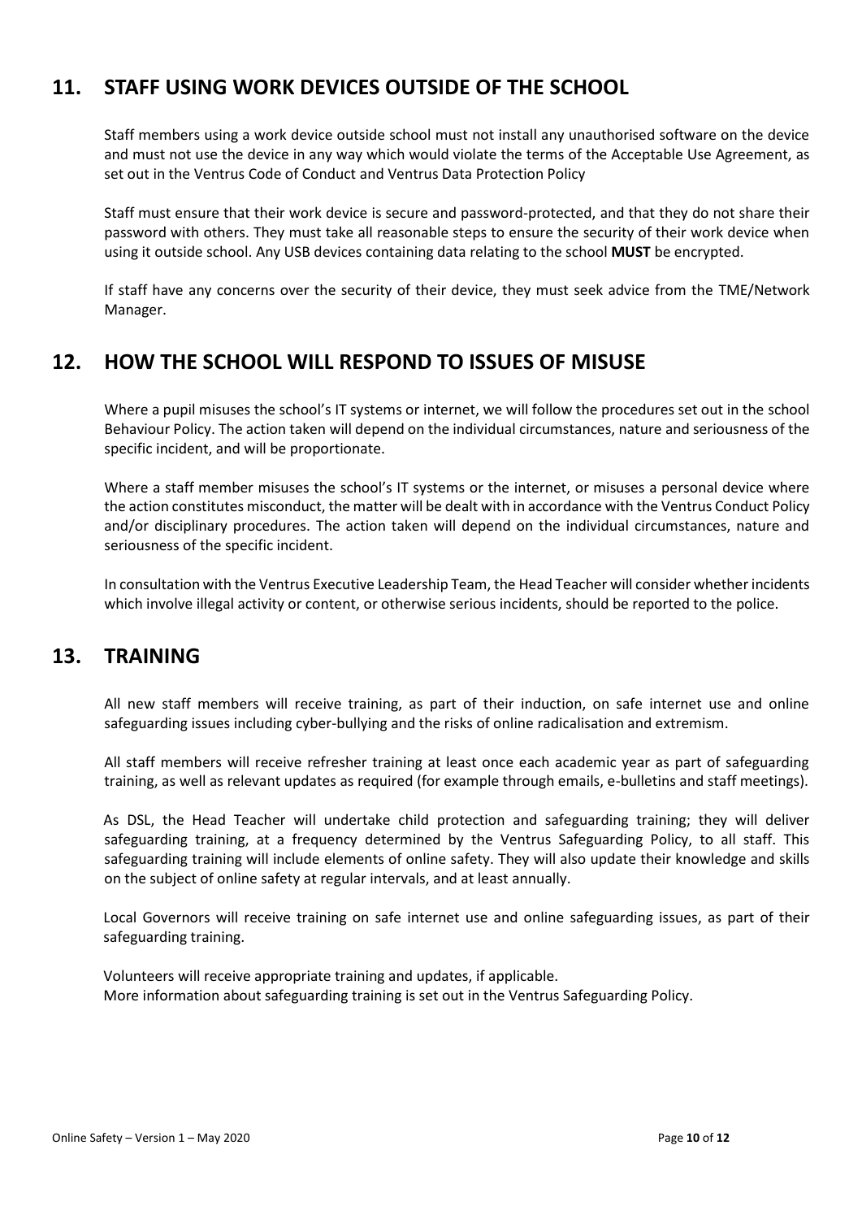## 11. STAFF USING WORK DEVICES OUTSIDE OF THE SCHOOL

Staff members using a work device outside school must not install any unauthorised software on the device and must not use the device in any way which would violate the terms of the Acceptable Use Agreement, as set out in the Ventrus Code of Conduct and Ventrus Data Protection Policy

Staff must ensure that their work device is secure and password-protected, and that they do not share their password with others. They must take all reasonable steps to ensure the security of their work device when using it outside school. Any USB devices containing data relating to the school **MUST** be encrypted.

If staff have any concerns over the security of their device, they must seek advice from the TME/Network Manager.

## 12. HOW THE SCHOOL WILL RESPOND TO ISSUES OF MISUSE

Where a pupil misuses the school's IT systems or internet, we will follow the procedures set out in the school Behaviour Policy. The action taken will depend on the individual circumstances, nature and seriousness of the specific incident, and will be proportionate.

Where a staff member misuses the school's IT systems or the internet, or misuses a personal device where the action constitutes misconduct, the matter will be dealt with in accordance with the Ventrus Conduct Policy and/or disciplinary procedures. The action taken will depend on the individual circumstances, nature and seriousness of the specific incident.

In consultation with the Ventrus Executive Leadership Team, the Head Teacher will consider whether incidents which involve illegal activity or content, or otherwise serious incidents, should be reported to the police.

## 13. TRAINING

All new staff members will receive training, as part of their induction, on safe internet use and online safeguarding issues including cyber-bullying and the risks of online radicalisation and extremism.

All staff members will receive refresher training at least once each academic year as part of safeguarding training, as well as relevant updates as required (for example through emails, e-bulletins and staff meetings).

As DSL, the Head Teacher will undertake child protection and safeguarding training; they will deliver safeguarding training, at a frequency determined by the Ventrus Safeguarding Policy, to all staff. This safeguarding training will include elements of online safety. They will also update their knowledge and skills on the subject of online safety at regular intervals, and at least annually.

Local Governors will receive training on safe internet use and online safeguarding issues, as part of their safeguarding training.

Volunteers will receive appropriate training and updates, if applicable.
More information about safeguarding training is set out in the Ventrus Safeguarding Policy.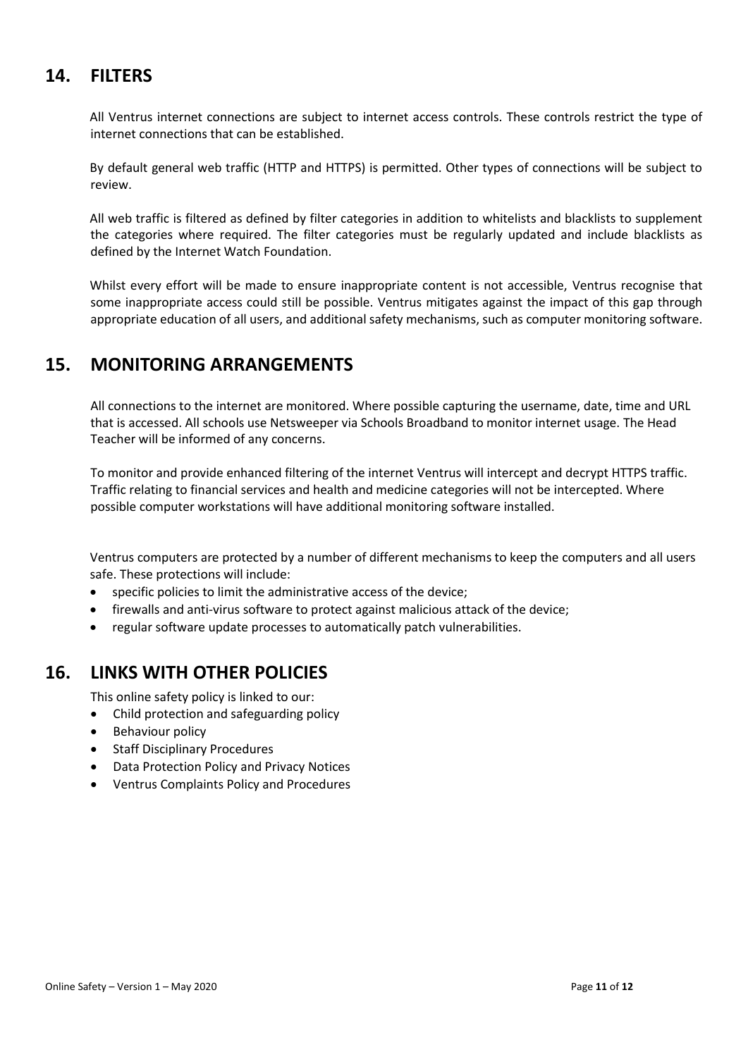## 14. FILTERS

All Ventrus internet connections are subject to internet access controls. These controls restrict the type of internet connections that can be established.

By default general web traffic (HTTP and HTTPS) is permitted. Other types of connections will be subject to review.

All web traffic is filtered as defined by filter categories in addition to whitelists and blacklists to supplement the categories where required. The filter categories must be regularly updated and include blacklists as defined by the Internet Watch Foundation.

Whilst every effort will be made to ensure inappropriate content is not accessible, Ventrus recognise that some inappropriate access could still be possible. Ventrus mitigates against the impact of this gap through appropriate education of all users, and additional safety mechanisms, such as computer monitoring software.

## 15. MONITORING ARRANGEMENTS

All connections to the internet are monitored. Where possible capturing the username, date, time and URL that is accessed. All schools use Netsweeper via Schools Broadband to monitor internet usage. The Head Teacher will be informed of any concerns.

To monitor and provide enhanced filtering of the internet Ventrus will intercept and decrypt HTTPS traffic. Traffic relating to financial services and health and medicine categories will not be intercepted. Where possible computer workstations will have additional monitoring software installed.

Ventrus computers are protected by a number of different mechanisms to keep the computers and all users safe. These protections will include:

- specific policies to limit the administrative access of the device;
- firewalls and anti-virus software to protect against malicious attack of the device;
- regular software update processes to automatically patch vulnerabilities.

## 16. LINKS WITH OTHER POLICIES

This online safety policy is linked to our:

- Child protection and safeguarding policy
- Behaviour policy
- Staff Disciplinary Procedures
- Data Protection Policy and Privacy Notices
- Ventrus Complaints Policy and Procedures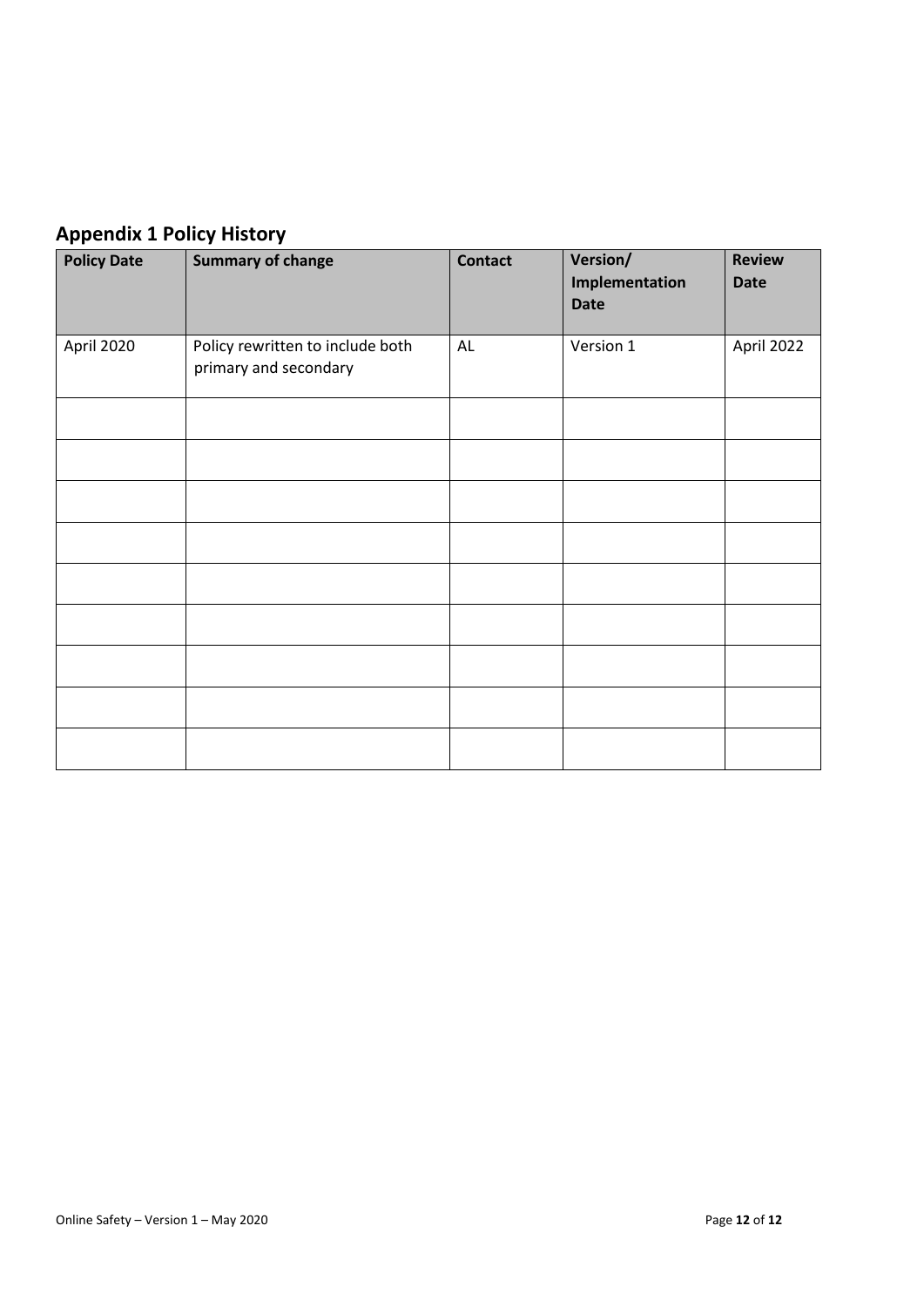## Appendix 1 Policy History

| Policy Date | Summary of change | Contact | Version/ Implementation Date | Review Date |
|---|---|---|---|---|
| April 2020 | Policy rewritten to include both primary and secondary | AL | Version 1 | April 2022 |
| | | | | |
| | | | | |
| | | | | |
| | | | | |
| | | | | |
| | | | | |
| | | | | |
| | | | | |
| | | | | |